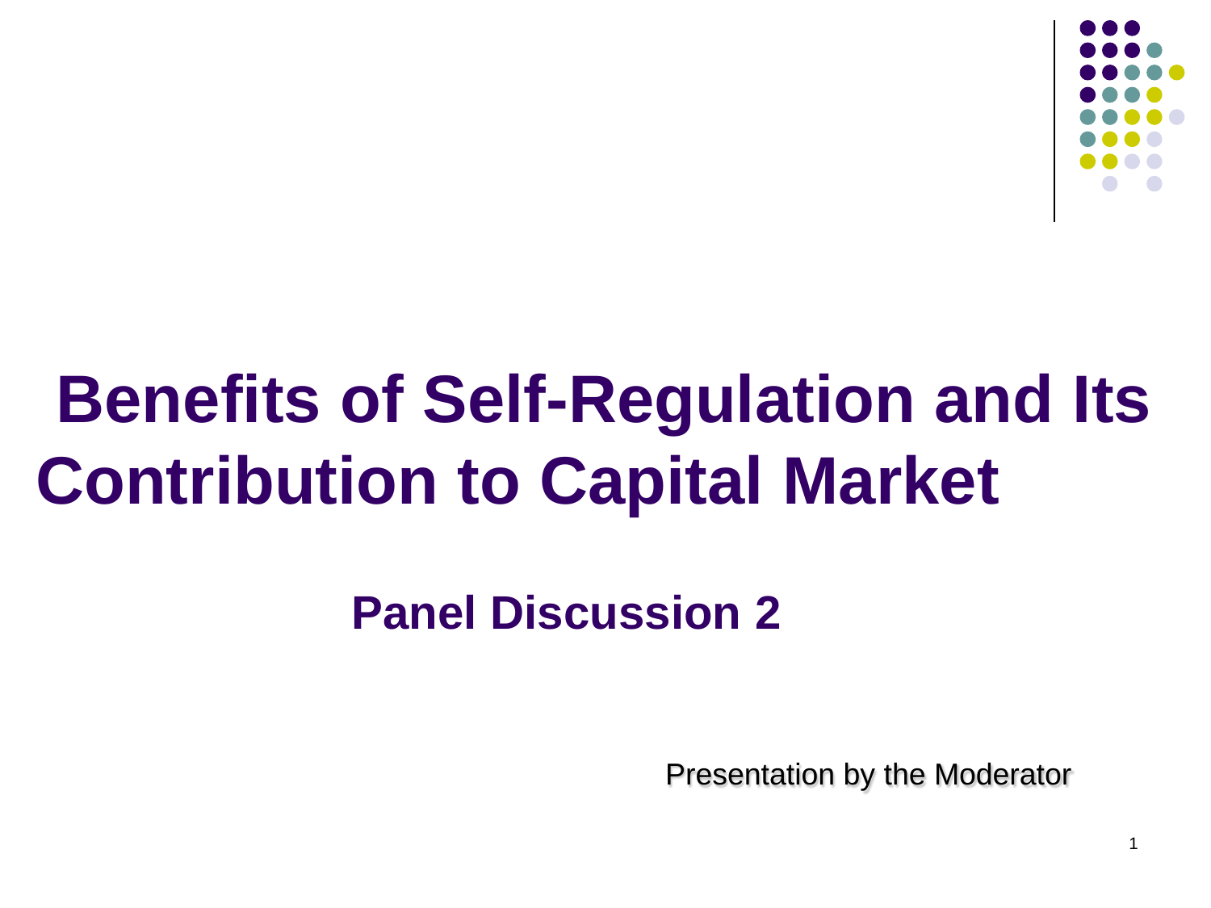# Benefits of Self-Regulation and Its Contribution to Capital Market

## Panel Discussion 2

Presentation by the Moderator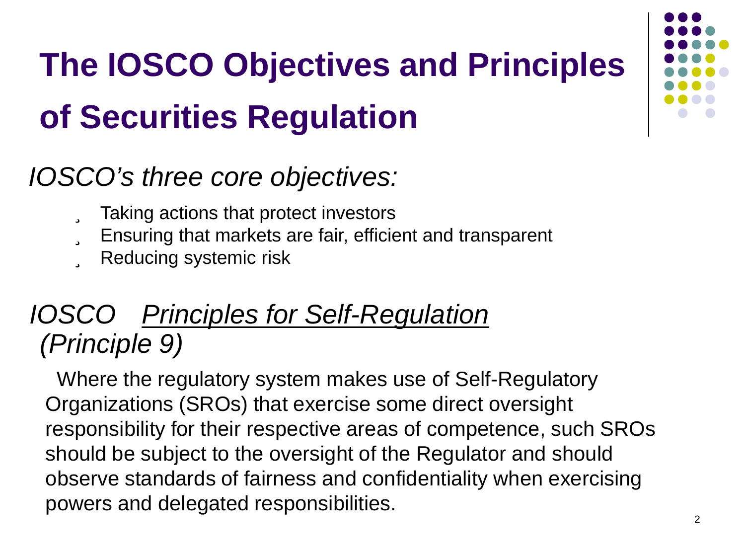# The IOSCO Objectives and Principles of Securities Regulation

*IOSCO's three core objectives:*

- Taking actions that protect investors
- Ensuring that markets are fair, efficient and transparent
- Reducing systemic risk

*IOSCO* *<u>Principles for Self-Regulation</u>* *(Principle 9)*

Where the regulatory system makes use of Self-Regulatory Organizations (SROs) that exercise some direct oversight responsibility for their respective areas of competence, such SROs should be subject to the oversight of the Regulator and should observe standards of fairness and confidentiality when exercising powers and delegated responsibilities.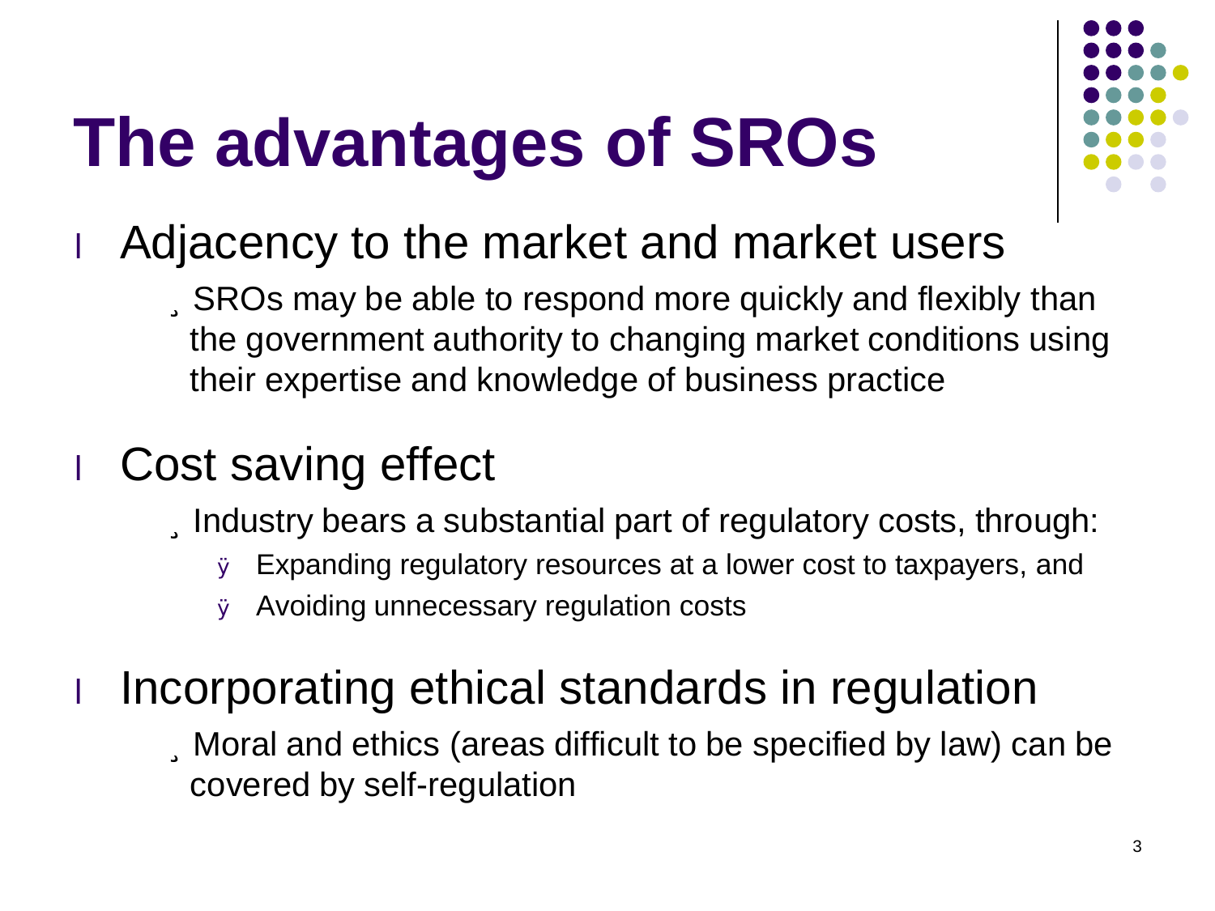# The advantages of SROs

- Adjacency to the market and market users
  - SROs may be able to respond more quickly and flexibly than the government authority to changing market conditions using their expertise and knowledge of business practice

- Cost saving effect
  - Industry bears a substantial part of regulatory costs, through:
    - Expanding regulatory resources at a lower cost to taxpayers, and
    - Avoiding unnecessary regulation costs

- Incorporating ethical standards in regulation
  - Moral and ethics (areas difficult to be specified by law) can be covered by self-regulation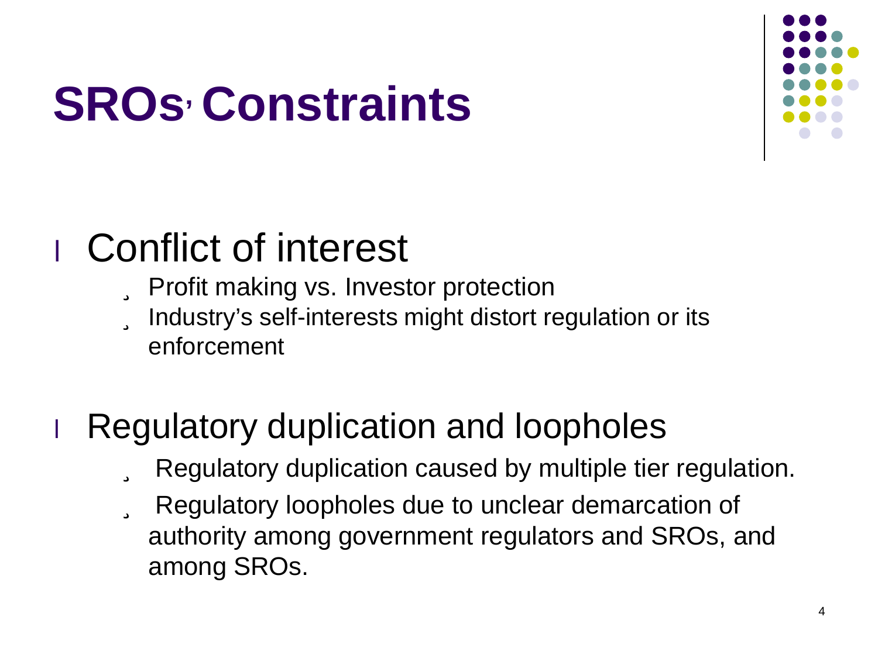# SROs' Constraints

- Conflict of interest
  - Profit making vs. Investor protection
  - Industry's self-interests might distort regulation or its enforcement

- Regulatory duplication and loopholes
  - Regulatory duplication caused by multiple tier regulation.
  - Regulatory loopholes due to unclear demarcation of authority among government regulators and SROs, and among SROs.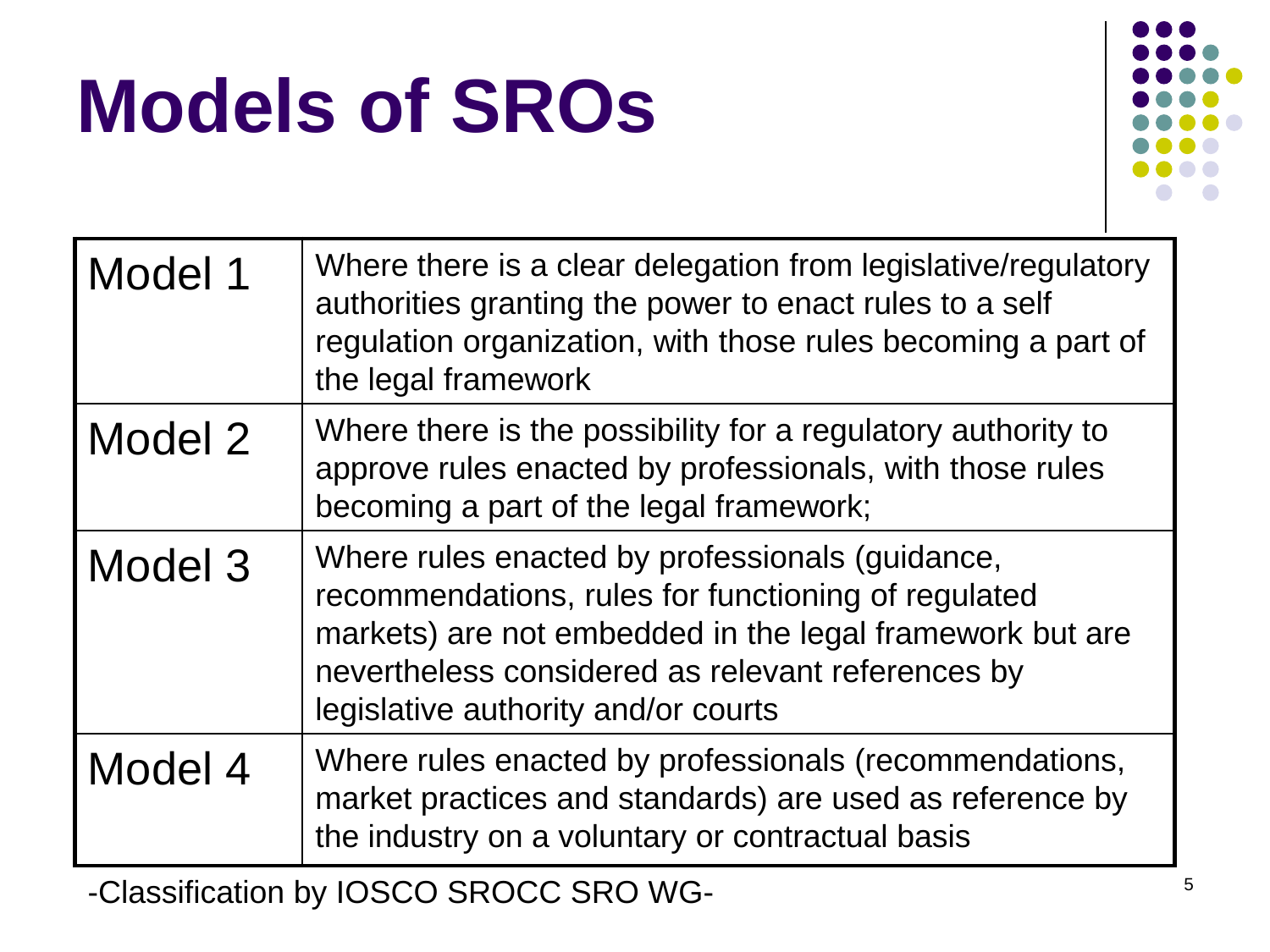# Models of SROs

| | |
|---|---|
| Model 1 | Where there is a clear delegation from legislative/regulatory authorities granting the power to enact rules to a self regulation organization, with those rules becoming a part of the legal framework |
| Model 2 | Where there is the possibility for a regulatory authority to approve rules enacted by professionals, with those rules becoming a part of the legal framework; |
| Model 3 | Where rules enacted by professionals (guidance, recommendations, rules for functioning of regulated markets) are not embedded in the legal framework but are nevertheless considered as relevant references by legislative authority and/or courts |
| Model 4 | Where rules enacted by professionals (recommendations, market practices and standards) are used as reference by the industry on a voluntary or contractual basis |

-Classification by IOSCO SROCC SRO WG-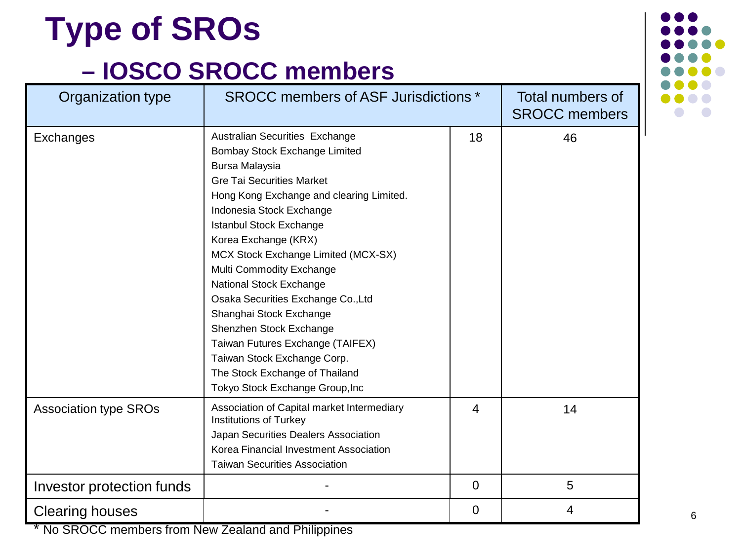# Type of SROs

## – IOSCO SROCC members

| Organization type | SROCC members of ASF Jurisdictions * | | Total numbers of SROCC members |
|---|---|---|---|
| Exchanges | Australian Securities Exchange<br>Bombay Stock Exchange Limited<br>Bursa Malaysia<br>Gre Tai Securities Market<br>Hong Kong Exchange and clearing Limited.<br>Indonesia Stock Exchange<br>Istanbul Stock Exchange<br>Korea Exchange (KRX)<br>MCX Stock Exchange Limited (MCX-SX)<br>Multi Commodity Exchange<br>National Stock Exchange<br>Osaka Securities Exchange Co.,Ltd<br>Shanghai Stock Exchange<br>Shenzhen Stock Exchange<br>Taiwan Futures Exchange (TAIFEX)<br>Taiwan Stock Exchange Corp.<br>The Stock Exchange of Thailand<br>Tokyo Stock Exchange Group,Inc | 18 | 46 |
| Association type SROs | Association of Capital market Intermediary Institutions of Turkey<br>Japan Securities Dealers Association<br>Korea Financial Investment Association<br>Taiwan Securities Association | 4 | 14 |
| Investor protection funds | - | 0 | 5 |
| Clearing houses | - | 0 | 4 |

* No SROCC members from New Zealand and Philippines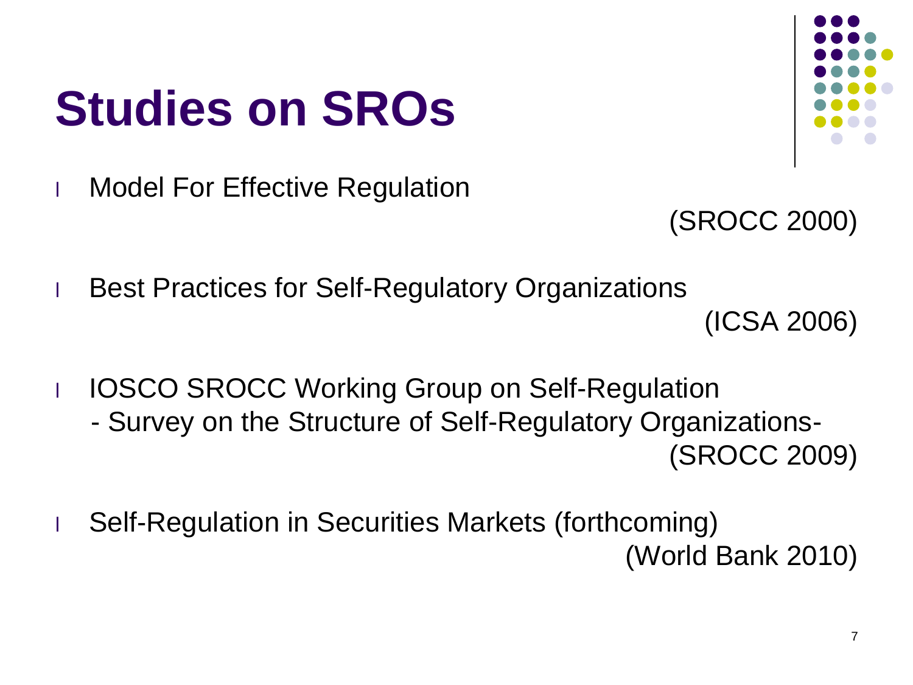# Studies on SROs

- Model For Effective Regulation  
  (SROCC 2000)

- Best Practices for Self-Regulatory Organizations  
  (ICSA 2006)

- IOSCO SROCC Working Group on Self-Regulation  
  - Survey on the Structure of Self-Regulatory Organizations-  
  (SROCC 2009)

- Self-Regulation in Securities Markets (forthcoming)  
  (World Bank 2010)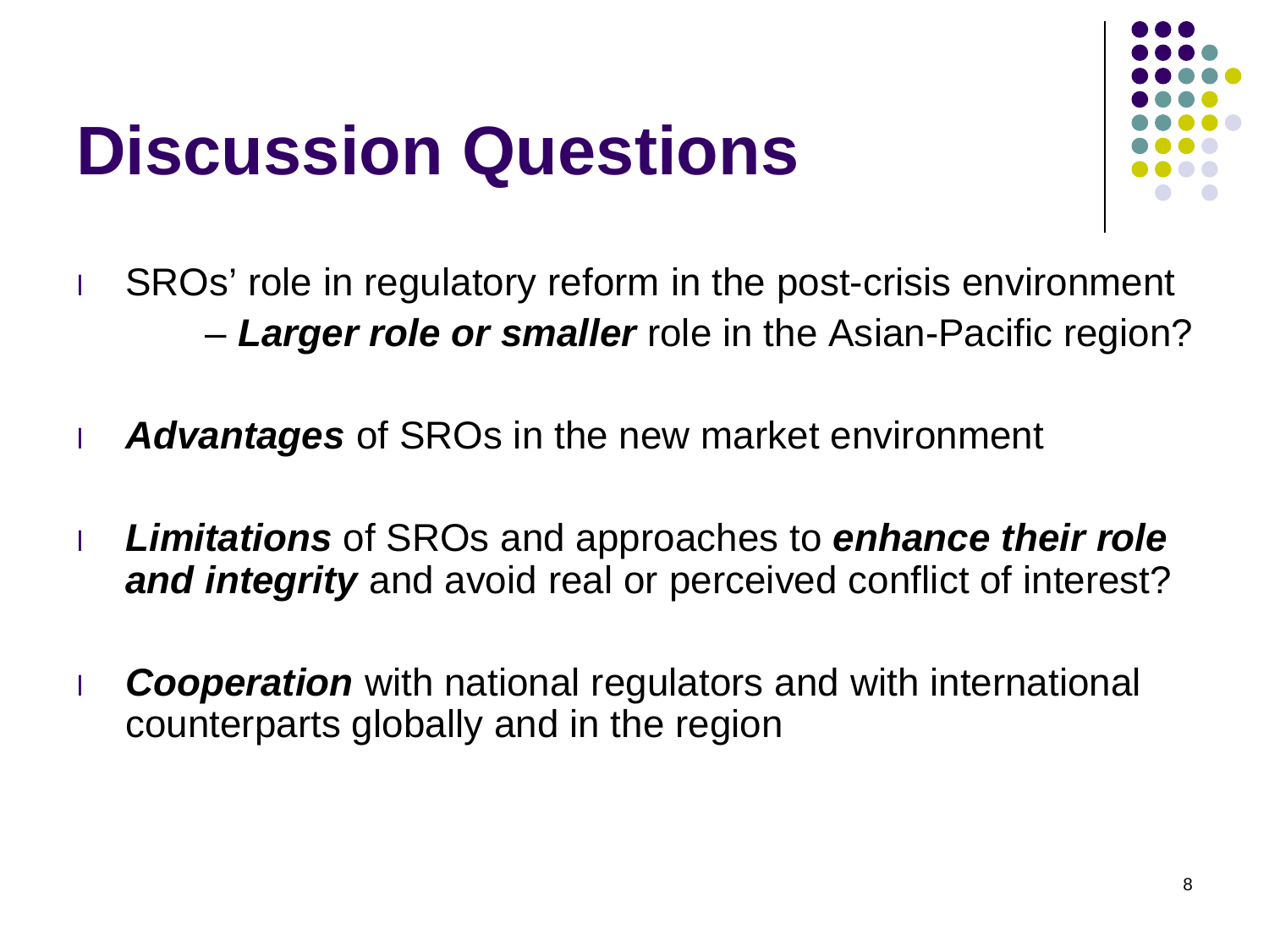# Discussion Questions

- SROs' role in regulatory reform in the post-crisis environment
  - ***Larger role or smaller*** role in the Asian-Pacific region?
- ***Advantages*** of SROs in the new market environment
- ***Limitations*** of SROs and approaches to ***enhance their role and integrity*** and avoid real or perceived conflict of interest?
- ***Cooperation*** with national regulators and with international counterparts globally and in the region